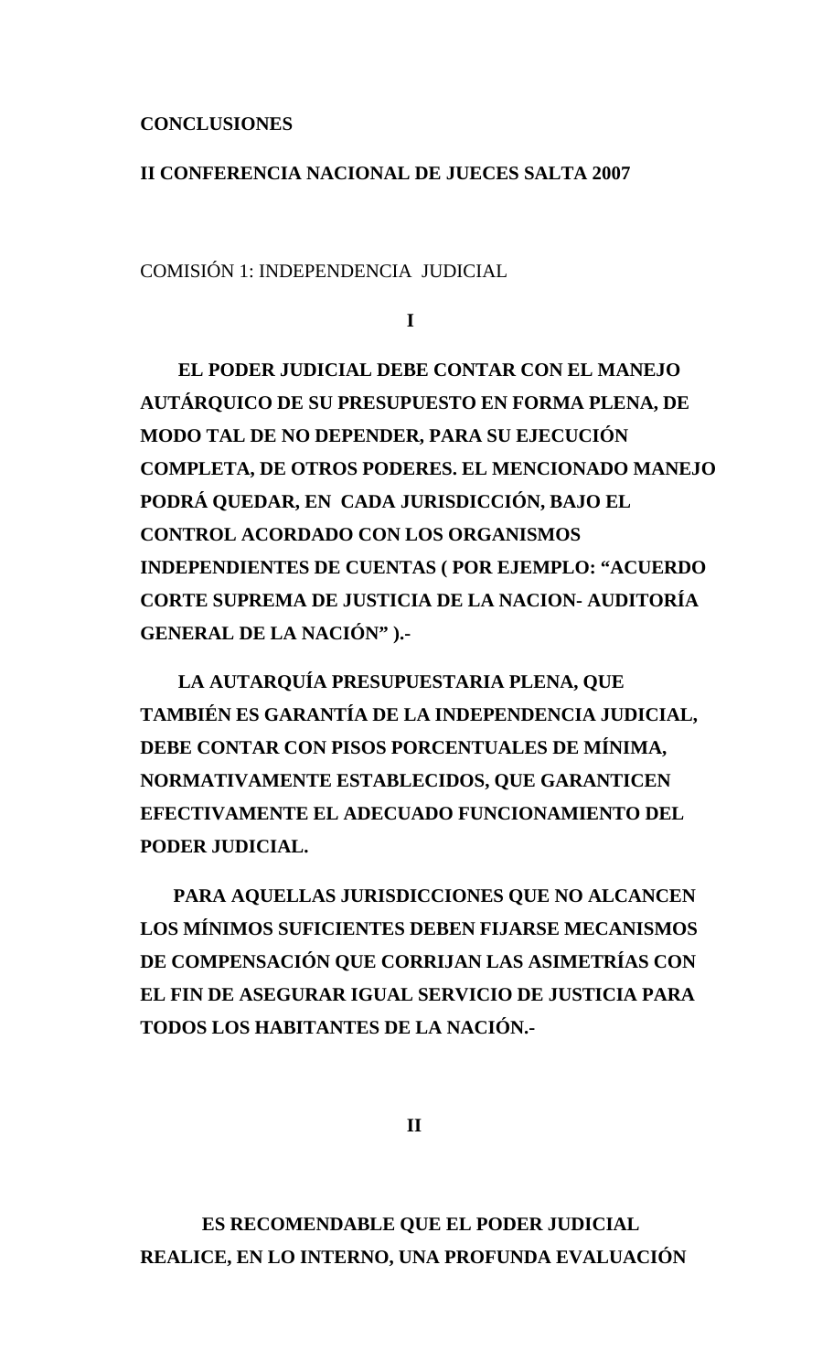**CONCLUSIONES**

**II CONFERENCIA NACIONAL DE JUECES SALTA 2007**

COMISIÓN 1: INDEPENDENCIA JUDICIAL

**I**

**EL PODER JUDICIAL DEBE CONTAR CON EL MANEJO AUTÁRQUICO DE SU PRESUPUESTO EN FORMA PLENA, DE MODO TAL DE NO DEPENDER, PARA SU EJECUCIÓN COMPLETA, DE OTROS PODERES. EL MENCIONADO MANEJO PODRÁ QUEDAR, EN CADA JURISDICCIÓN, BAJO EL CONTROL ACORDADO CON LOS ORGANISMOS INDEPENDIENTES DE CUENTAS ( POR EJEMPLO: "ACUERDO CORTE SUPREMA DE JUSTICIA DE LA NACION- AUDITORÍA GENERAL DE LA NACIÓN" ).-**

**LA AUTARQUÍA PRESUPUESTARIA PLENA, QUE TAMBIÉN ES GARANTÍA DE LA INDEPENDENCIA JUDICIAL, DEBE CONTAR CON PISOS PORCENTUALES DE MÍNIMA, NORMATIVAMENTE ESTABLECIDOS, QUE GARANTICEN EFECTIVAMENTE EL ADECUADO FUNCIONAMIENTO DEL PODER JUDICIAL.**

**PARA AQUELLAS JURISDICCIONES QUE NO ALCANCEN LOS MÍNIMOS SUFICIENTES DEBEN FIJARSE MECANISMOS DE COMPENSACIÓN QUE CORRIJAN LAS ASIMETRÍAS CON EL FIN DE ASEGURAR IGUAL SERVICIO DE JUSTICIA PARA TODOS LOS HABITANTES DE LA NACIÓN.-**

**II**

**ES RECOMENDABLE QUE EL PODER JUDICIAL REALICE, EN LO INTERNO, UNA PROFUNDA EVALUACIÓN**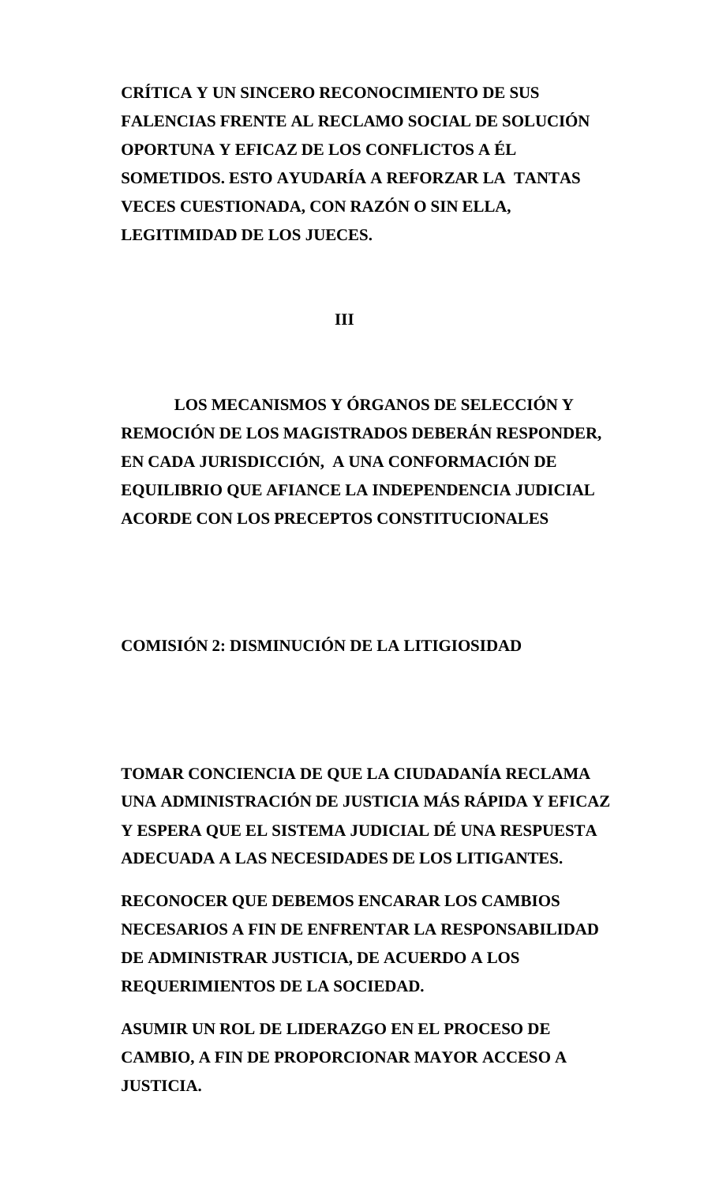**CRÍTICA Y UN SINCERO RECONOCIMIENTO DE SUS FALENCIAS FRENTE AL RECLAMO SOCIAL DE SOLUCIÓN OPORTUNA Y EFICAZ DE LOS CONFLICTOS A ÉL SOMETIDOS. ESTO AYUDARÍA A REFORZAR LA TANTAS VECES CUESTIONADA, CON RAZÓN O SIN ELLA, LEGITIMIDAD DE LOS JUECES.**

**III**

**LOS MECANISMOS Y ÓRGANOS DE SELECCIÓN Y REMOCIÓN DE LOS MAGISTRADOS DEBERÁN RESPONDER, EN CADA JURISDICCIÓN, A UNA CONFORMACIÓN DE EQUILIBRIO QUE AFIANCE LA INDEPENDENCIA JUDICIAL ACORDE CON LOS PRECEPTOS CONSTITUCIONALES**

## COMISIÓN 2: DISMINUCIÓN DE LA LITIGIOSIDAD

**TOMAR CONCIENCIA DE QUE LA CIUDADANÍA RECLAMA UNA ADMINISTRACIÓN DE JUSTICIA MÁS RÁPIDA Y EFICAZ Y ESPERA QUE EL SISTEMA JUDICIAL DÉ UNA RESPUESTA ADECUADA A LAS NECESIDADES DE LOS LITIGANTES.**

**RECONOCER QUE DEBEMOS ENCARAR LOS CAMBIOS NECESARIOS A FIN DE ENFRENTAR LA RESPONSABILIDAD DE ADMINISTRAR JUSTICIA, DE ACUERDO A LOS REQUERIMIENTOS DE LA SOCIEDAD.**

**ASUMIR UN ROL DE LIDERAZGO EN EL PROCESO DE CAMBIO, A FIN DE PROPORCIONAR MAYOR ACCESO A JUSTICIA.**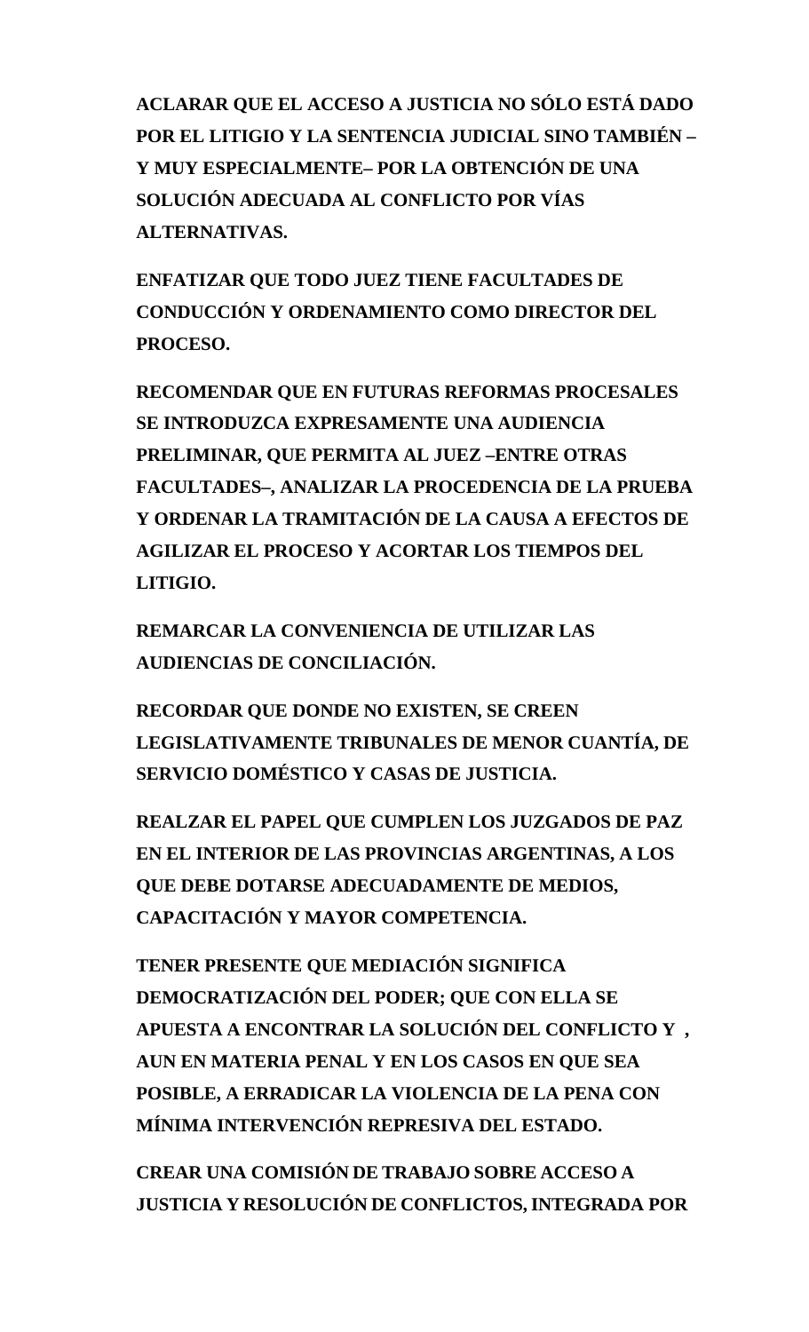**ACLARAR QUE EL ACCESO A JUSTICIA NO SÓLO ESTÁ DADO POR EL LITIGIO Y LA SENTENCIA JUDICIAL SINO TAMBIÉN – Y MUY ESPECIALMENTE– POR LA OBTENCIÓN DE UNA SOLUCIÓN ADECUADA AL CONFLICTO POR VÍAS ALTERNATIVAS.**

**ENFATIZAR QUE TODO JUEZ TIENE FACULTADES DE CONDUCCIÓN Y ORDENAMIENTO COMO DIRECTOR DEL PROCESO.**

**RECOMENDAR QUE EN FUTURAS REFORMAS PROCESALES SE INTRODUZCA EXPRESAMENTE UNA AUDIENCIA PRELIMINAR, QUE PERMITA AL JUEZ –ENTRE OTRAS FACULTADES–, ANALIZAR LA PROCEDENCIA DE LA PRUEBA Y ORDENAR LA TRAMITACIÓN DE LA CAUSA A EFECTOS DE AGILIZAR EL PROCESO Y ACORTAR LOS TIEMPOS DEL LITIGIO.**

**REMARCAR LA CONVENIENCIA DE UTILIZAR LAS AUDIENCIAS DE CONCILIACIÓN.**

**RECORDAR QUE DONDE NO EXISTEN, SE CREEN LEGISLATIVAMENTE TRIBUNALES DE MENOR CUANTÍA, DE SERVICIO DOMÉSTICO Y CASAS DE JUSTICIA.**

**REALZAR EL PAPEL QUE CUMPLEN LOS JUZGADOS DE PAZ EN EL INTERIOR DE LAS PROVINCIAS ARGENTINAS, A LOS QUE DEBE DOTARSE ADECUADAMENTE DE MEDIOS, CAPACITACIÓN Y MAYOR COMPETENCIA.**

**TENER PRESENTE QUE MEDIACIÓN SIGNIFICA DEMOCRATIZACIÓN DEL PODER; QUE CON ELLA SE APUESTA A ENCONTRAR LA SOLUCIÓN DEL CONFLICTO Y , AUN EN MATERIA PENAL Y EN LOS CASOS EN QUE SEA POSIBLE, A ERRADICAR LA VIOLENCIA DE LA PENA CON MÍNIMA INTERVENCIÓN REPRESIVA DEL ESTADO.**

**CREAR UNA COMISIÓN DE TRABAJO SOBRE ACCESO A JUSTICIA Y RESOLUCIÓN DE CONFLICTOS, INTEGRADA POR**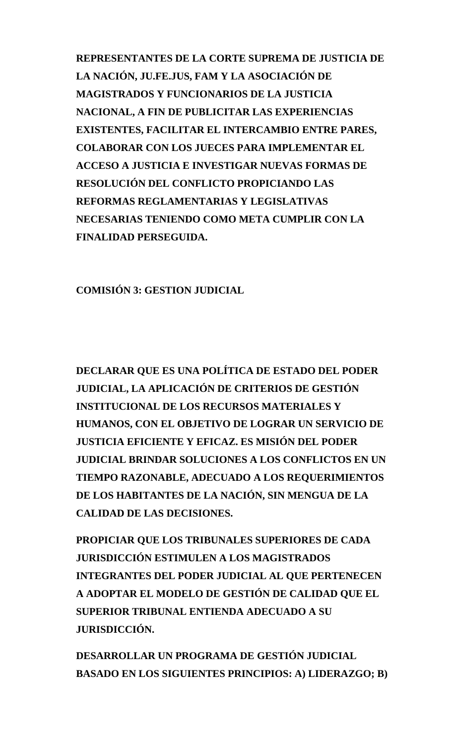**REPRESENTANTES DE LA CORTE SUPREMA DE JUSTICIA DE LA NACIÓN, JU.FE.JUS, FAM Y LA ASOCIACIÓN DE MAGISTRADOS Y FUNCIONARIOS DE LA JUSTICIA NACIONAL, A FIN DE PUBLICITAR LAS EXPERIENCIAS EXISTENTES, FACILITAR EL INTERCAMBIO ENTRE PARES, COLABORAR CON LOS JUECES PARA IMPLEMENTAR EL ACCESO A JUSTICIA E INVESTIGAR NUEVAS FORMAS DE RESOLUCIÓN DEL CONFLICTO PROPICIANDO LAS REFORMAS REGLAMENTARIAS Y LEGISLATIVAS NECESARIAS TENIENDO COMO META CUMPLIR CON LA FINALIDAD PERSEGUIDA.**

## COMISIÓN 3: GESTION JUDICIAL

**DECLARAR QUE ES UNA POLÍTICA DE ESTADO DEL PODER JUDICIAL, LA APLICACIÓN DE CRITERIOS DE GESTIÓN INSTITUCIONAL DE LOS RECURSOS MATERIALES Y HUMANOS, CON EL OBJETIVO DE LOGRAR UN SERVICIO DE JUSTICIA EFICIENTE Y EFICAZ. ES MISIÓN DEL PODER JUDICIAL BRINDAR SOLUCIONES A LOS CONFLICTOS EN UN TIEMPO RAZONABLE, ADECUADO A LOS REQUERIMIENTOS DE LOS HABITANTES DE LA NACIÓN, SIN MENGUA DE LA CALIDAD DE LAS DECISIONES.**

**PROPICIAR QUE LOS TRIBUNALES SUPERIORES DE CADA JURISDICCIÓN ESTIMULEN A LOS MAGISTRADOS INTEGRANTES DEL PODER JUDICIAL AL QUE PERTENECEN A ADOPTAR EL MODELO DE GESTIÓN DE CALIDAD QUE EL SUPERIOR TRIBUNAL ENTIENDA ADECUADO A SU JURISDICCIÓN.**

**DESARROLLAR UN PROGRAMA DE GESTIÓN JUDICIAL BASADO EN LOS SIGUIENTES PRINCIPIOS: A) LIDERAZGO; B)**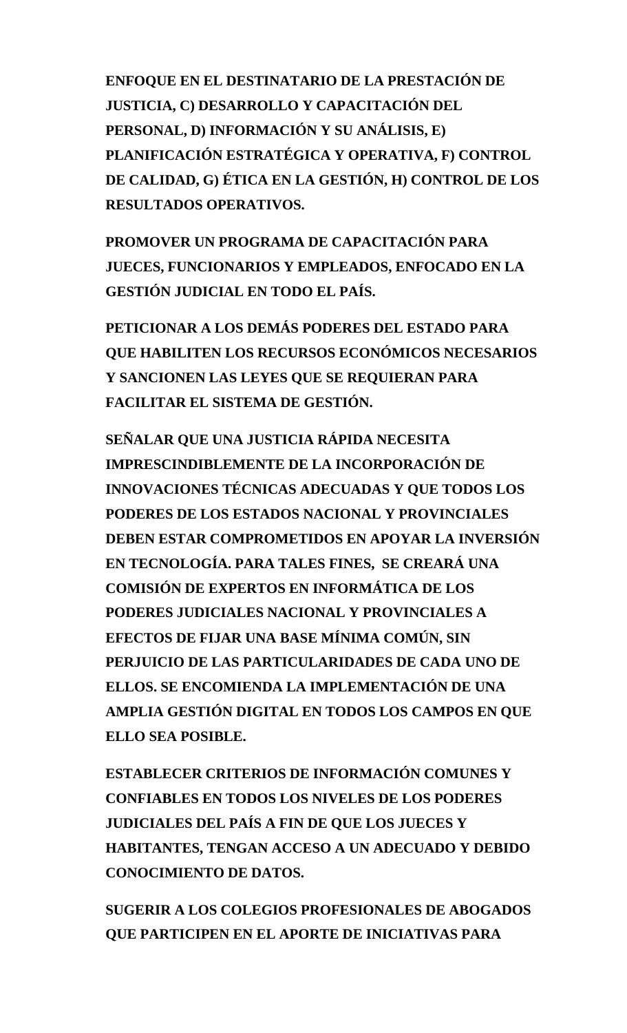**ENFOQUE EN EL DESTINATARIO DE LA PRESTACIÓN DE JUSTICIA, C) DESARROLLO Y CAPACITACIÓN DEL PERSONAL, D) INFORMACIÓN Y SU ANÁLISIS, E) PLANIFICACIÓN ESTRATÉGICA Y OPERATIVA, F) CONTROL DE CALIDAD, G) ÉTICA EN LA GESTIÓN, H) CONTROL DE LOS RESULTADOS OPERATIVOS.**

**PROMOVER UN PROGRAMA DE CAPACITACIÓN PARA JUECES, FUNCIONARIOS Y EMPLEADOS, ENFOCADO EN LA GESTIÓN JUDICIAL EN TODO EL PAÍS.**

**PETICIONAR A LOS DEMÁS PODERES DEL ESTADO PARA QUE HABILITEN LOS RECURSOS ECONÓMICOS NECESARIOS Y SANCIONEN LAS LEYES QUE SE REQUIERAN PARA FACILITAR EL SISTEMA DE GESTIÓN.**

**SEÑALAR QUE UNA JUSTICIA RÁPIDA NECESITA IMPRESCINDIBLEMENTE DE LA INCORPORACIÓN DE INNOVACIONES TÉCNICAS ADECUADAS Y QUE TODOS LOS PODERES DE LOS ESTADOS NACIONAL Y PROVINCIALES DEBEN ESTAR COMPROMETIDOS EN APOYAR LA INVERSIÓN EN TECNOLOGÍA. PARA TALES FINES, SE CREARÁ UNA COMISIÓN DE EXPERTOS EN INFORMÁTICA DE LOS PODERES JUDICIALES NACIONAL Y PROVINCIALES A EFECTOS DE FIJAR UNA BASE MÍNIMA COMÚN, SIN PERJUICIO DE LAS PARTICULARIDADES DE CADA UNO DE ELLOS. SE ENCOMIENDA LA IMPLEMENTACIÓN DE UNA AMPLIA GESTIÓN DIGITAL EN TODOS LOS CAMPOS EN QUE ELLO SEA POSIBLE.**

**ESTABLECER CRITERIOS DE INFORMACIÓN COMUNES Y CONFIABLES EN TODOS LOS NIVELES DE LOS PODERES JUDICIALES DEL PAÍS A FIN DE QUE LOS JUECES Y HABITANTES, TENGAN ACCESO A UN ADECUADO Y DEBIDO CONOCIMIENTO DE DATOS.**

**SUGERIR A LOS COLEGIOS PROFESIONALES DE ABOGADOS QUE PARTICIPEN EN EL APORTE DE INICIATIVAS PARA**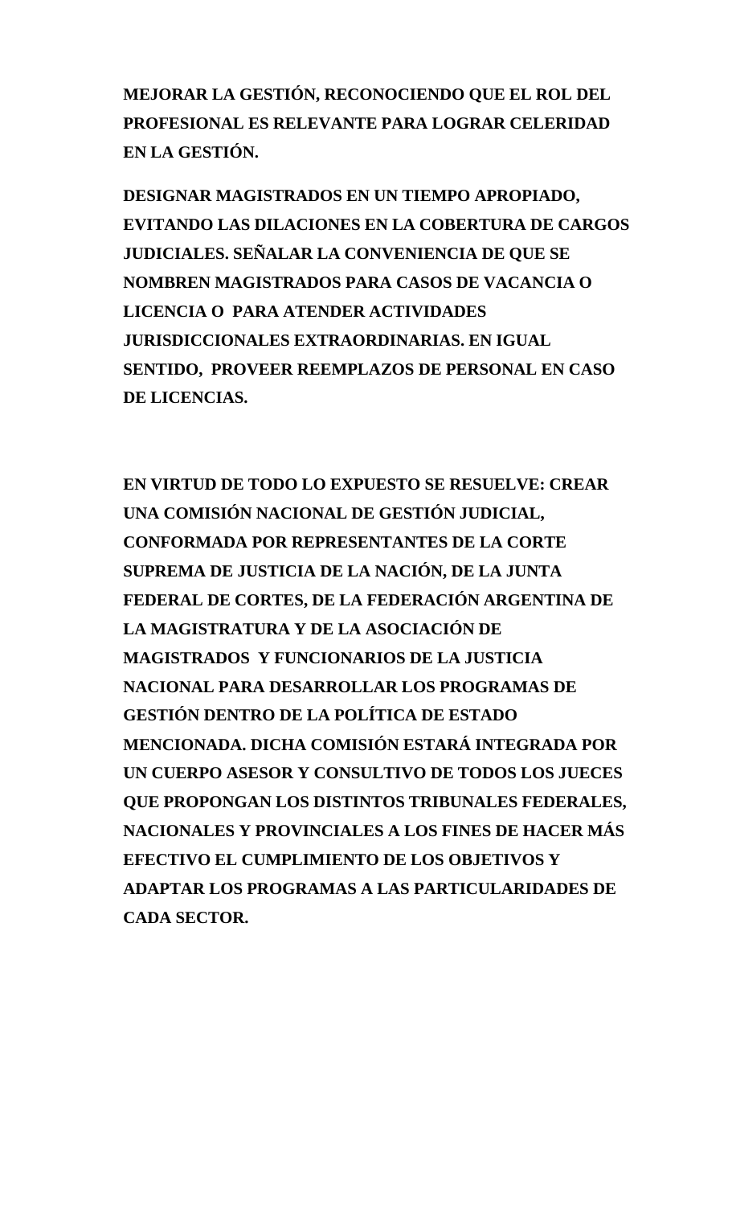**MEJORAR LA GESTIÓN, RECONOCIENDO QUE EL ROL DEL PROFESIONAL ES RELEVANTE PARA LOGRAR CELERIDAD EN LA GESTIÓN.**

**DESIGNAR MAGISTRADOS EN UN TIEMPO APROPIADO, EVITANDO LAS DILACIONES EN LA COBERTURA DE CARGOS JUDICIALES. SEÑALAR LA CONVENIENCIA DE QUE SE NOMBREN MAGISTRADOS PARA CASOS DE VACANCIA O LICENCIA O PARA ATENDER ACTIVIDADES JURISDICCIONALES EXTRAORDINARIAS. EN IGUAL SENTIDO, PROVEER REEMPLAZOS DE PERSONAL EN CASO DE LICENCIAS.**

**EN VIRTUD DE TODO LO EXPUESTO SE RESUELVE: CREAR UNA COMISIÓN NACIONAL DE GESTIÓN JUDICIAL, CONFORMADA POR REPRESENTANTES DE LA CORTE SUPREMA DE JUSTICIA DE LA NACIÓN, DE LA JUNTA FEDERAL DE CORTES, DE LA FEDERACIÓN ARGENTINA DE LA MAGISTRATURA Y DE LA ASOCIACIÓN DE MAGISTRADOS Y FUNCIONARIOS DE LA JUSTICIA NACIONAL PARA DESARROLLAR LOS PROGRAMAS DE GESTIÓN DENTRO DE LA POLÍTICA DE ESTADO MENCIONADA. DICHA COMISIÓN ESTARÁ INTEGRADA POR UN CUERPO ASESOR Y CONSULTIVO DE TODOS LOS JUECES QUE PROPONGAN LOS DISTINTOS TRIBUNALES FEDERALES, NACIONALES Y PROVINCIALES A LOS FINES DE HACER MÁS EFECTIVO EL CUMPLIMIENTO DE LOS OBJETIVOS Y ADAPTAR LOS PROGRAMAS A LAS PARTICULARIDADES DE CADA SECTOR.**